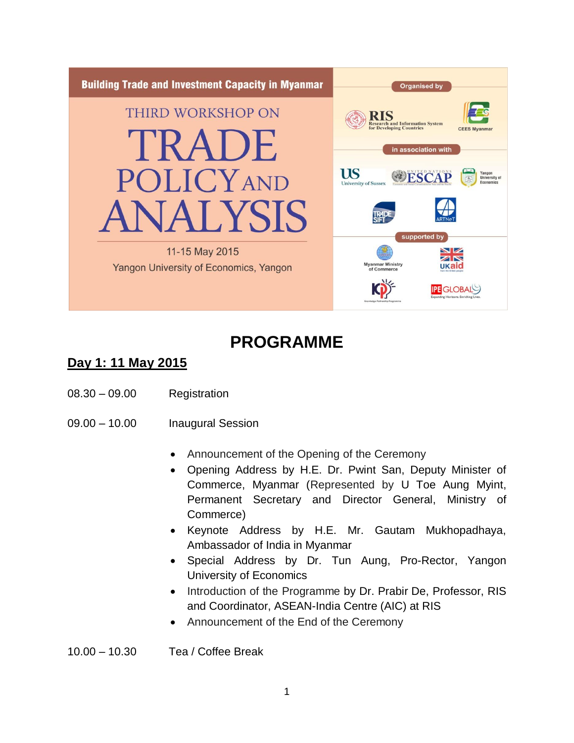Building Trade and Investment Capacity in Myanmar

THIRD WORKSHOP ON

# TRADE POLICY AND ANALYSIS

11-15 May 2015

Yangon University of Economics, Yangon

Organised by

RIS Research and Information System for Developing Countries

CEES Myanmar

in association with

University of Sussex

UNITED NATIONS ESCAP

Yangon University of Economics

TRADE SIFT

ARTNeT

supported by

Myanmar Ministry of Commerce

UKaid

KPP

IPE GLOBAL

# PROGRAMME

## Day 1: 11 May 2015

08.30 – 09.00 Registration

09.00 – 10.00 Inaugural Session

- Announcement of the Opening of the Ceremony
- Opening Address by H.E. Dr. Pwint San, Deputy Minister of Commerce, Myanmar (Represented by U Toe Aung Myint, Permanent Secretary and Director General, Ministry of Commerce)
- Keynote Address by H.E. Mr. Gautam Mukhopadhaya, Ambassador of India in Myanmar
- Special Address by Dr. Tun Aung, Pro-Rector, Yangon University of Economics
- Introduction of the Programme by Dr. Prabir De, Professor, RIS and Coordinator, ASEAN-India Centre (AIC) at RIS
- Announcement of the End of the Ceremony

10.00 – 10.30 Tea / Coffee Break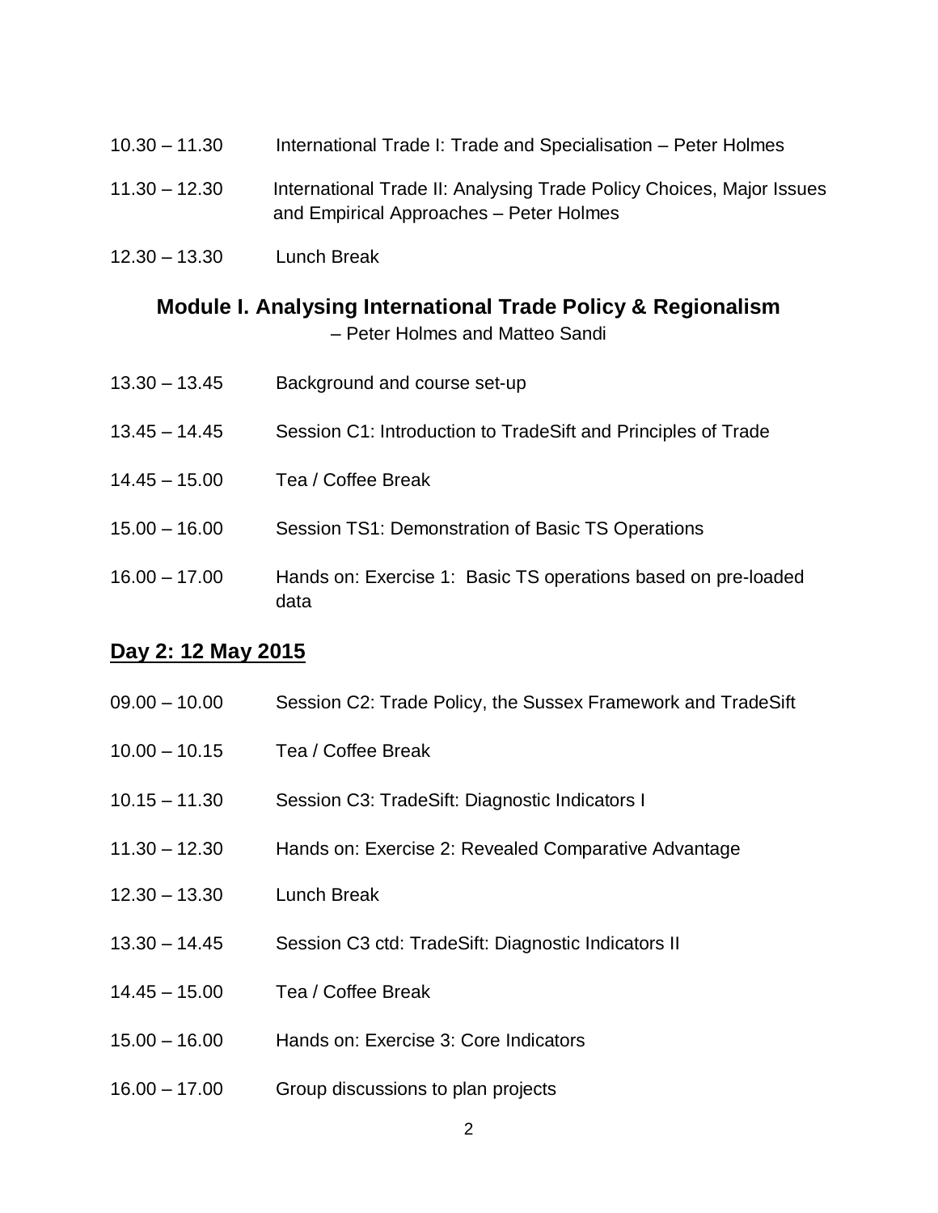10.30 – 11.30 International Trade I: Trade and Specialisation – Peter Holmes

11.30 – 12.30 International Trade II: Analysing Trade Policy Choices, Major Issues and Empirical Approaches – Peter Holmes

12.30 – 13.30 Lunch Break

## Module I. Analysing International Trade Policy & Regionalism

– Peter Holmes and Matteo Sandi

13.30 – 13.45 Background and course set-up

13.45 – 14.45 Session C1: Introduction to TradeSift and Principles of Trade

14.45 – 15.00 Tea / Coffee Break

15.00 – 16.00 Session TS1: Demonstration of Basic TS Operations

16.00 – 17.00 Hands on: Exercise 1: Basic TS operations based on pre-loaded data

## Day 2: 12 May 2015

09.00 – 10.00 Session C2: Trade Policy, the Sussex Framework and TradeSift

10.00 – 10.15 Tea / Coffee Break

10.15 – 11.30 Session C3: TradeSift: Diagnostic Indicators I

11.30 – 12.30 Hands on: Exercise 2: Revealed Comparative Advantage

12.30 – 13.30 Lunch Break

13.30 – 14.45 Session C3 ctd: TradeSift: Diagnostic Indicators II

14.45 – 15.00 Tea / Coffee Break

15.00 – 16.00 Hands on: Exercise 3: Core Indicators

16.00 – 17.00 Group discussions to plan projects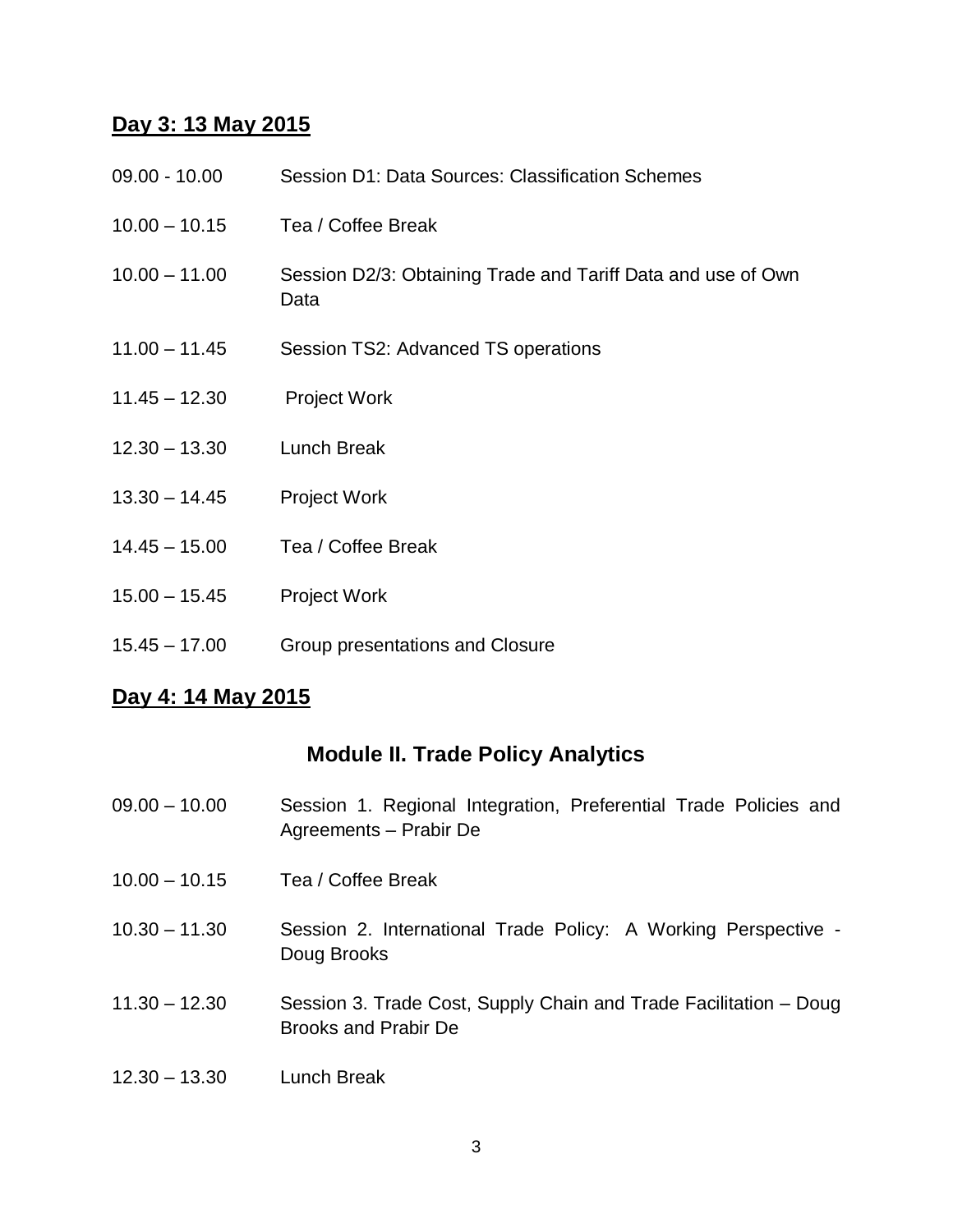## Day 3: 13 May 2015

| | |
|---|---|
| 09.00 - 10.00 | Session D1: Data Sources: Classification Schemes |
| 10.00 – 10.15 | Tea / Coffee Break |
| 10.00 – 11.00 | Session D2/3: Obtaining Trade and Tariff Data and use of Own Data |
| 11.00 – 11.45 | Session TS2: Advanced TS operations |
| 11.45 – 12.30 | Project Work |
| 12.30 – 13.30 | Lunch Break |
| 13.30 – 14.45 | Project Work |
| 14.45 – 15.00 | Tea / Coffee Break |
| 15.00 – 15.45 | Project Work |
| 15.45 – 17.00 | Group presentations and Closure |

## Day 4: 14 May 2015

### Module II. Trade Policy Analytics

| | |
|---|---|
| 09.00 – 10.00 | Session 1. Regional Integration, Preferential Trade Policies and Agreements – Prabir De |
| 10.00 – 10.15 | Tea / Coffee Break |
| 10.30 – 11.30 | Session 2. International Trade Policy: A Working Perspective - Doug Brooks |
| 11.30 – 12.30 | Session 3. Trade Cost, Supply Chain and Trade Facilitation – Doug Brooks and Prabir De |
| 12.30 – 13.30 | Lunch Break |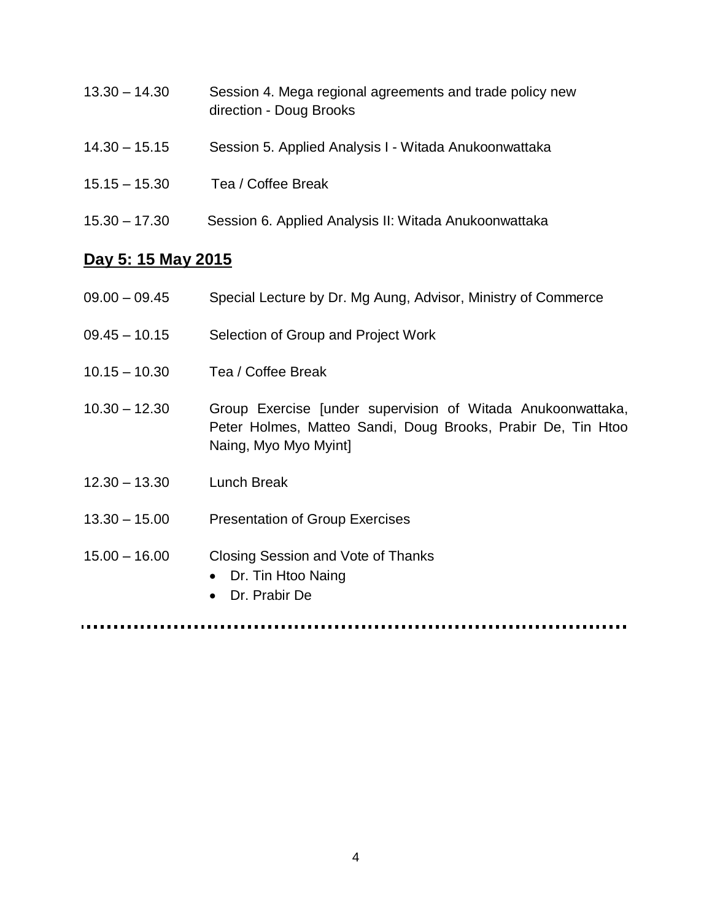| | |
|---|---|
| 13.30 – 14.30 | Session 4. Mega regional agreements and trade policy new direction - Doug Brooks |
| 14.30 – 15.15 | Session 5. Applied Analysis I - Witada Anukoonwattaka |
| 15.15 – 15.30 | Tea / Coffee Break |
| 15.30 – 17.30 | Session 6. Applied Analysis II: Witada Anukoonwattaka |

## Day 5: 15 May 2015

| | |
|---|---|
| 09.00 – 09.45 | Special Lecture by Dr. Mg Aung, Advisor, Ministry of Commerce |
| 09.45 – 10.15 | Selection of Group and Project Work |
| 10.15 – 10.30 | Tea / Coffee Break |
| 10.30 – 12.30 | Group Exercise [under supervision of Witada Anukoonwattaka, Peter Holmes, Matteo Sandi, Doug Brooks, Prabir De, Tin Htoo Naing, Myo Myo Myint] |
| 12.30 – 13.30 | Lunch Break |
| 13.30 – 15.00 | Presentation of Group Exercises |
| 15.00 – 16.00 | Closing Session and Vote of Thanks<br>• Dr. Tin Htoo Naing<br>• Dr. Prabir De |

..................................................................................